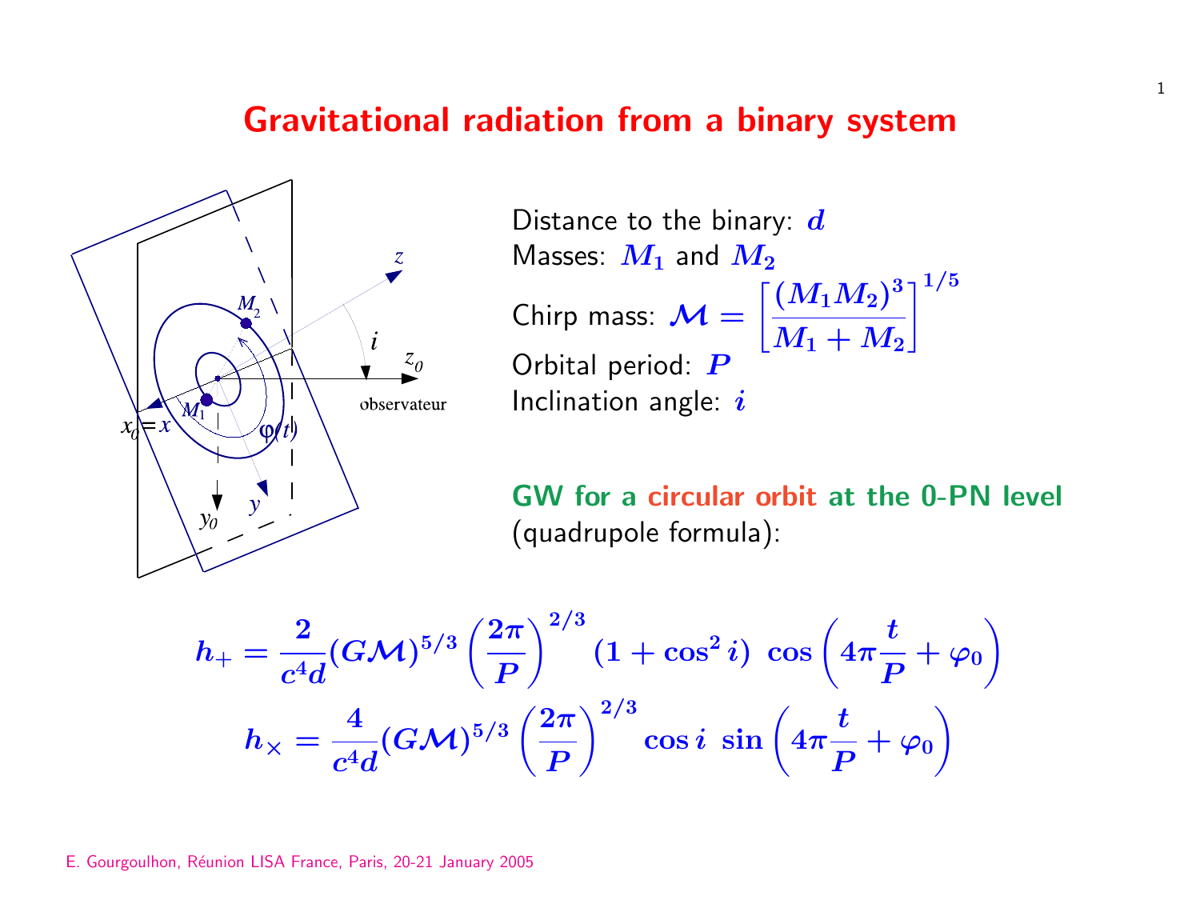# Gravitational radiation from a binary system

Distance to the binary: $d$
Masses: $M_1$ and $M_2$
Chirp mass: $\mathcal{M} = \left[\frac{(M_1 M_2)^3}{M_1 + M_2}\right]^{1/5}$
Orbital period: $P$
Inclination angle: $i$

**GW for a circular orbit at the 0-PN level** (quadrupole formula):

$$h_+ = \frac{2}{c^4 d}(G\mathcal{M})^{5/3}\left(\frac{2\pi}{P}\right)^{2/3}(1+\cos^2 i)\ \cos\left(4\pi\frac{t}{P}+\varphi_0\right)$$

$$h_\times = \frac{4}{c^4 d}(G\mathcal{M})^{5/3}\left(\frac{2\pi}{P}\right)^{2/3}\cos i\ \sin\left(4\pi\frac{t}{P}+\varphi_0\right)$$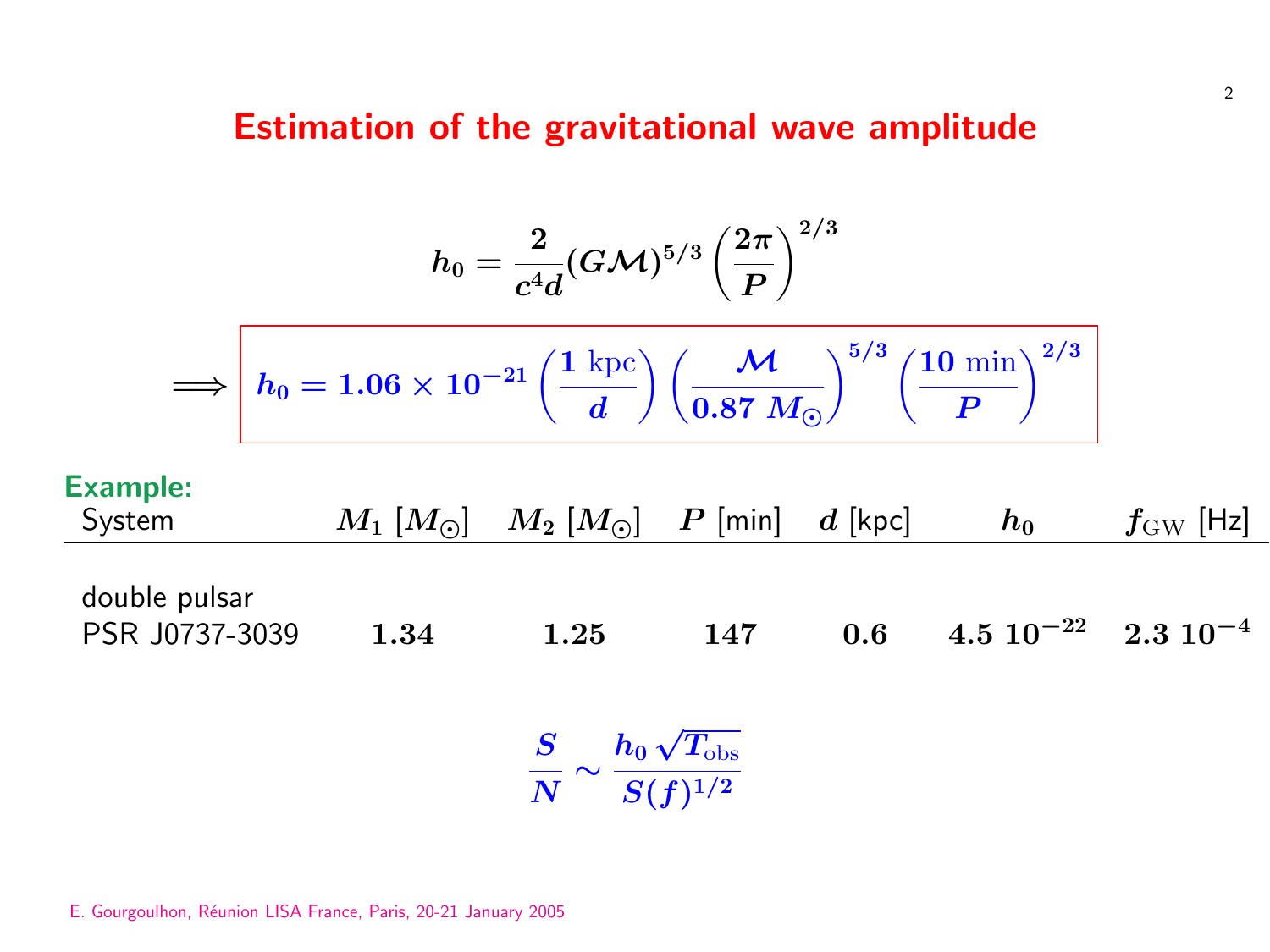# Estimation of the gravitational wave amplitude

$$h_0 = \frac{2}{c^4 d}(G\mathcal{M})^{5/3}\left(\frac{2\pi}{P}\right)^{2/3}$$

$$\Longrightarrow \boxed{h_0 = 1.06 \times 10^{-21}\left(\frac{1\ \mathrm{kpc}}{d}\right)\left(\frac{\mathcal{M}}{0.87\ M_\odot}\right)^{5/3}\left(\frac{10\ \mathrm{min}}{P}\right)^{2/3}}$$

**Example:**

| System | $M_1$ $[M_\odot]$ | $M_2$ $[M_\odot]$ | $P$ [min] | $d$ [kpc] | $h_0$ | $f_{\rm GW}$ [Hz] |
|---|---|---|---|---|---|---|
| double pulsar PSR J0737-3039 | **1.34** | **1.25** | **147** | **0.6** | $4.5\ 10^{-22}$ | $2.3\ 10^{-4}$ |

$$\frac{S}{N} \sim \frac{h_0\sqrt{T_{\rm obs}}}{S(f)^{1/2}}$$

E. Gourgoulhon, Réunion LISA France, Paris, 20-21 January 2005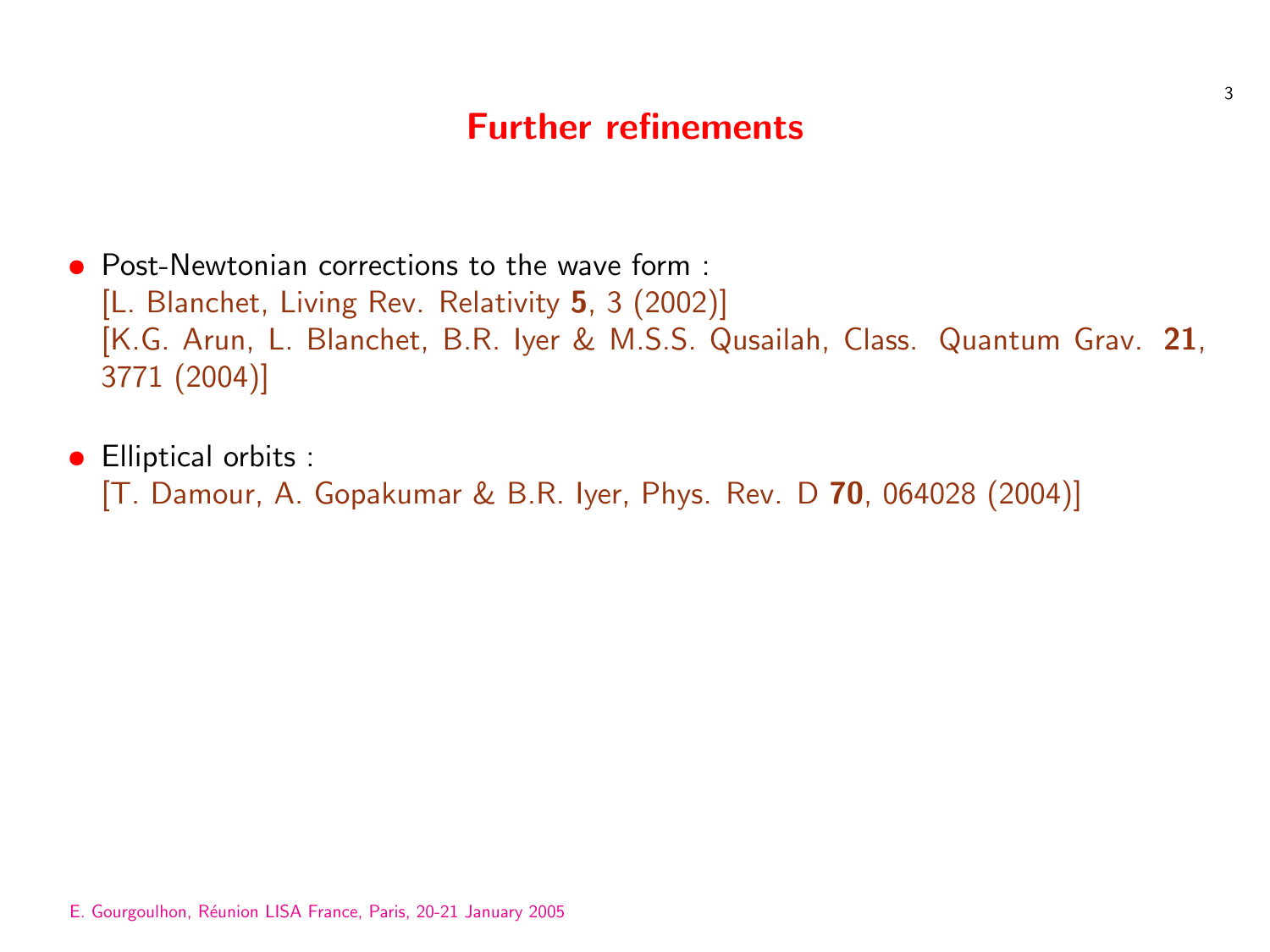# Further refinements

- Post-Newtonian corrections to the wave form :
  [L. Blanchet, Living Rev. Relativity **5**, 3 (2002)]
  [K.G. Arun, L. Blanchet, B.R. Iyer & M.S.S. Qusailah, Class. Quantum Grav. **21**, 3771 (2004)]

- Elliptical orbits :
  [T. Damour, A. Gopakumar & B.R. Iyer, Phys. Rev. D **70**, 064028 (2004)]